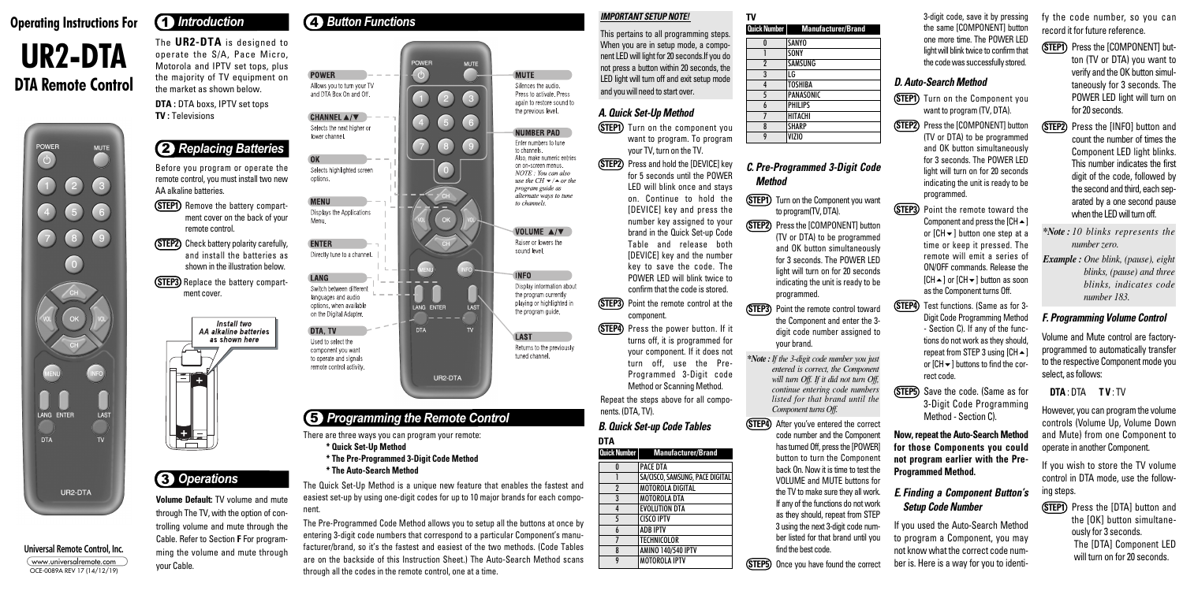# Operating Instructions For

# UR2-DTA

## DTA Remote Control

Universal Remote Control, Inc.
www.universalremote.com
OCE-0089A REV 17 (14/12/19)

## 1 Introduction

The **UR2-DTA** is designed to operate the S/A, Pace Micro, Motorola and IPTV set tops, plus the majority of TV equipment on the market as shown below.

**DTA :** DTA boxs, IPTV set tops
**TV :** Televisions

## 2 Replacing Batteries

Before you program or operate the remote control, you must install two new AA alkaline batteries.

**STEP1** Remove the battery compartment cover on the back of your remote control.

**STEP2** Check battery polarity carefully, and install the batteries as shown in the illustration below.

**STEP3** Replace the battery compartment cover.

*Install two AA alkaline batteries as shown here*

## 3 Operations

**Volume Default:** TV volume and mute through The TV, with the option of controlling volume and mute through the Cable. Refer to Section **F** For programming the volume and mute through your Cable.

## 4 Button Functions

**POWER**
Allows you to turn your TV and DTA Box On and Off.

**CHANNEL ▲/▼**
Selects the next higher or lower channel.

**OK**
Selects highlighted screen options.

**MENU**
Displays the Applications Menu.

**ENTER**
Directly tune to a channel.

**LANG**
Switch between different languages and audio options, when available on the Digital Adapter.

**DTA, TV**
Used to select the component you want to operate and signals remote control activity.

**MUTE**
Silences the audio. Press to activate. Press again to restore sound to the previous level.

**NUMBER PAD**
Enter numbers to tune to channels. Also, make numeric entries on on-screen menus. *NOTE : You can also use the CH ▼/▲ or the program guide as alternate ways to tune to channels.*

**VOLUME ▲/▼**
Raiser or lowers the sound level.

**INFO**
Display information about the program currently playing or highlighted in the program guide.

**LAST**
Returns to the previously tuned channel.

## 5 Programming the Remote Control

There are three ways you can program your remote:

- **\* Quick Set-Up Method**
- **\* The Pre-Programmed 3-Digit Code Method**
- **\* The Auto-Search Method**

The Quick Set-Up Method is a unique new feature that enables the fastest and easiest set-up by using one-digit codes for up to 10 major brands for each component.

The Pre-Programmed Code Method allows you to setup all the buttons at once by entering 3-digit code numbers that corresponds to a particular Component's manufacturer/brand, so it's the fastest and easiest of the two methods. (Code Tables are on the backside of this Instruction Sheet.) The Auto-Search Method scans through all the codes in the remote control, one at a time.

***IMPORTANT SETUP NOTE!***

This pertains to all programming steps. When you are in setup mode, a component LED will light for 20 seconds.If you do not press a button within 20 seconds, the LED light will turn off and exit setup mode and you will need to start over.

### A. Quick Set-Up Method

**STEP1** Turn on the component you want to program. To program your TV, turn on the TV.

**STEP2** Press and hold the [DEVICE] key for 5 seconds until the POWER LED will blink once and stays on. Continue to hold the [DEVICE] key and press the number key assigned to your brand in the Quick Set-up Code Table and release both [DEVICE] key and the number key to save the code. The POWER LED will blink twice to confirm that the code is stored.

**STEP3** Point the remote control at the component.

**STEP4** Press the power button. If it turns off, it is programmed for your component. If it does not turn off, use the Pre-Programmed 3-Digit code Method or Scanning Method.

Repeat the steps above for all components. (DTA, TV).

### B. Quick Set-up Code Tables

**DTA**

| Quick Number | Manufacturer/Brand |
|---|---|
| 0 | PACE DTA |
| 1 | SA/CISCO, SAMSUNG, PACE DIGITAL |
| 2 | MOTOROLA DIGITAL |
| 3 | MOTOROLA DTA |
| 4 | EVOLUTION DTA |
| 5 | CISCO IPTV |
| 6 | ADB IPTV |
| 7 | TECHNICOLOR |
| 8 | AMINO 140/540 IPTV |
| 9 | MOTOROLA IPTV |

**TV**

| Quick Number | Manufacturer/Brand |
|---|---|
| 0 | SANYO |
| 1 | SONY |
| 2 | SAMSUNG |
| 3 | LG |
| 4 | TOSHIBA |
| 5 | PANASONIC |
| 6 | PHILIPS |
| 7 | HITACHI |
| 8 | SHARP |
| 9 | VIZIO |

### C. Pre-Programmed 3-Digit Code Method

**STEP1** Turn on the Component you want to program(TV, DTA).

**STEP2** Press the [COMPONENT] button (TV or DTA) to be programmed and OK button simultaneously for 3 seconds. The POWER LED light will turn on for 20 seconds indicating the unit is ready to be programmed.

**STEP3** Point the remote control toward the Component and enter the 3-digit code number assigned to your brand.

*\*Note : If the 3-digit code number you just entered is correct, the Component will turn Off. If it did not turn Off, continue entering code numbers listed for that brand until the Component turns Off.*

**STEP4** After you've entered the correct code number and the Component has turned Off, press the [POWER] button to turn the Component back On. Now it is time to test the VOLUME and MUTE buttons for the TV to make sure they all work. If any of the functions do not work as they should, repeat from STEP 3 using the next 3-digit code number listed for that brand until you find the best code.

**STEP5** Once you have found the correct 3-digit code, save it by pressing the same [COMPONENT] button one more time. The POWER LED light will blink twice to confirm that the code was successfully stored.

### D. Auto-Search Method

**STEP1** Turn on the Component you want to program (TV, DTA).

**STEP2** Press the [COMPONENT] button (TV or DTA) to be programmed and OK button simultaneously for 3 seconds. The POWER LED light will turn on for 20 seconds indicating the unit is ready to be programmed.

**STEP3** Point the remote toward the Component and press the [CH ▲] or [CH ▼] button one step at a time or keep it pressed. The remote will emit a series of ON/OFF commands. Release the [CH ▲] or [CH ▼] button as soon as the Component turns Off.

**STEP4** Test functions. (Same as for 3-Digit Code Programming Method - Section C). If any of the functions do not work as they should, repeat from STEP 3 using [CH ▲] or [CH ▼] buttons to find the correct code.

**STEP5** Save the code. (Same as for 3-Digit Code Programming Method - Section C).

**Now, repeat the Auto-Search Method for those Components you could not program earlier with the Pre-Programmed Method.**

### E. Finding a Component Button's Setup Code Number

If you used the Auto-Search Method to program a Component, you may not know what the correct code number is. Here is a way for you to identify the code number, so you can record it for future reference.

**STEP1** Press the [COMPONENT] button (TV or DTA) you want to verify and the OK button simultaneously for 3 seconds. The POWER LED light will turn on for 20 seconds.

**STEP2** Press the [INFO] button and count the number of times the Component LED light blinks. This number indicates the first digit of the code, followed by the second and third, each separated by a one second pause when the LED will turn off.

*\*Note : 10 blinks represents the number zero.*

*Example : One blink, (pause), eight blinks, (pause) and three blinks, indicates code number 183.*

### F. Programming Volume Control

Volume and Mute control are factory-programmed to automatically transfer to the respective Component mode you select, as follows:

**DTA** : DTA **TV** : TV

However, you can program the volume controls (Volume Up, Volume Down and Mute) from one Component to operate in another Component.

If you wish to store the TV volume control in DTA mode, use the following steps.

**STEP1** Press the [DTA] button and the [OK] button simultaneously for 3 seconds. The [DTA] Component LED will turn on for 20 seconds.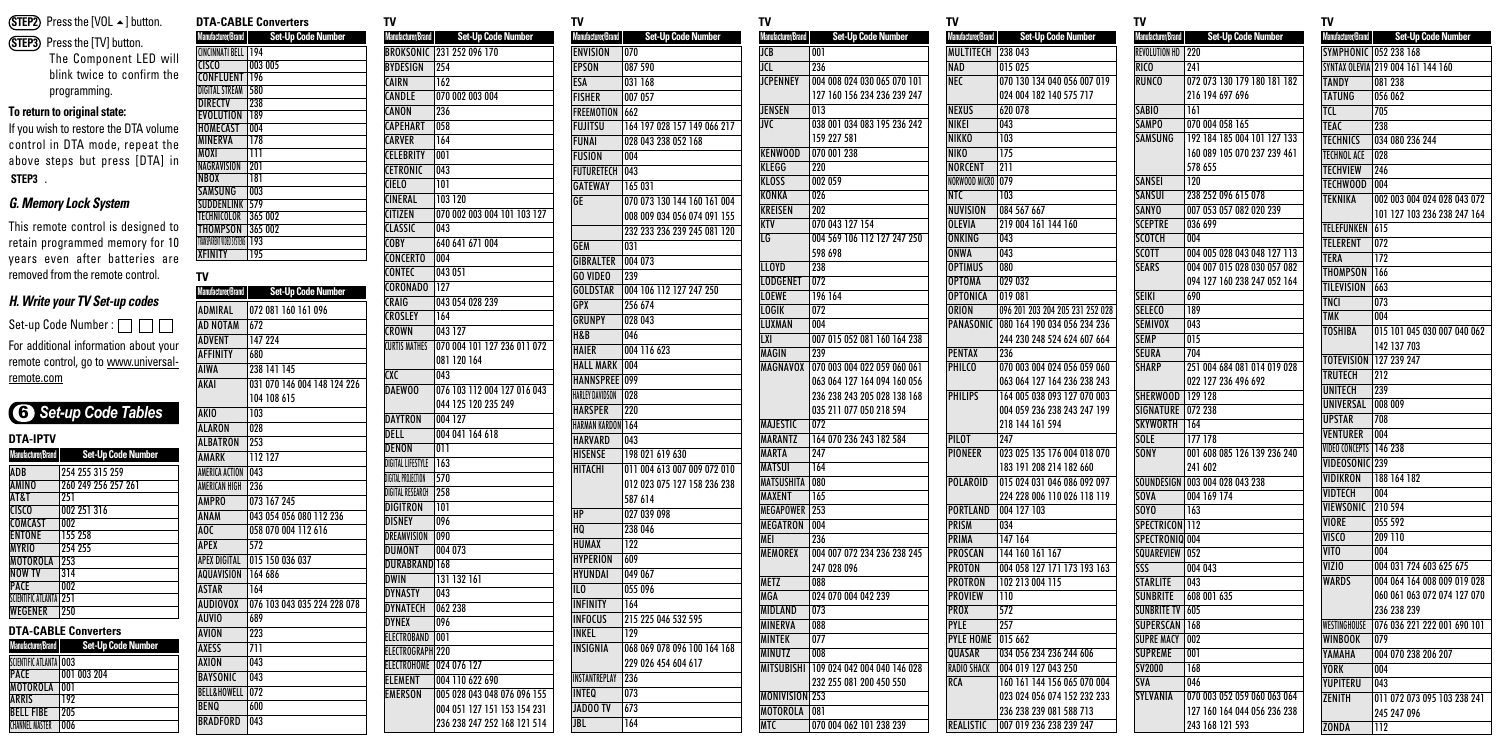**STEP2** Press the [VOL ▲] button.

**STEP3** Press the [TV] button. The Component LED will blink twice to confirm the programming.

**To return to original state:**

If you wish to restore the DTA volume control in DTA mode, repeat the above steps but press [DTA] in **STEP3**.

### G. Memory Lock System

This remote control is designed to retain programmed memory for 10 years even after batteries are removed from the remote control.

### H. Write your TV Set-up codes

Set-up Code Number : ☐ ☐ ☐

For additional information about your remote control, go to www.universal-remote.com

## 6 Set-up Code Tables

### DTA-IPTV

| Manufacturer/Brand | Set-Up Code Number |
|---|---|
| ADB | 254 255 315 259 |
| AMINO | 260 249 256 257 261 |
| AT&T | 251 |
| CISCO | 002 251 316 |
| COMCAST | 002 |
| ENTONE | 155 258 |
| MYRIO | 254 255 |
| MOTOROLA | 253 |
| NOW TV | 314 |
| PACE | 002 |
| SCIENTIFIC ATLANTA | 251 |
| WEGENER | 250 |

### DTA-CABLE Converters

| Manufacturer/Brand | Set-Up Code Number |
|---|---|
| SCIENTIFIC ATLANTA | 003 |
| PACE | 001 003 204 |
| MOTOROLA | 001 |
| ARRIS | 192 |
| BELL FIBE | 205 |
| CHANNEL MASTER | 006 |
| CINCINNATI BELL | 194 |
| CISCO | 003 005 |
| CONFLUENT | 196 |
| DIGITAL STREAM | 580 |
| DIRECTV | 238 |
| EVOLUTION | 189 |
| HOMECAST | 004 |
| MINERVA | 178 |
| MOXI | 111 |
| NAGRAVISION | 201 |
| NBOX | 181 |
| SAMSUNG | 003 |
| SUDDENLINK | 579 |
| TECHNICOLOR | 365 002 |
| THOMPSON | 365 002 |
| TRANSPARENT VIDEO SYSTEMS | 193 |
| XFINITY | 195 |

### TV

| Manufacturer/Brand | Set-Up Code Number |
|---|---|
| ADMIRAL | 072 081 160 161 096 |
| AD NOTAM | 672 |
| ADVENT | 147 224 |
| AFFINITY | 680 |
| AIWA | 238 141 145 |
| AKAI | 031 070 146 004 148 124 226 104 108 615 |
| AKIO | 103 |
| ALARON | 028 |
| ALBATRON | 253 |
| AMARK | 112 127 |
| AMERICA ACTION | 043 |
| AMERICAN HIGH | 236 |
| AMPRO | 073 167 245 |
| ANAM | 043 054 056 080 112 236 |
| AOC | 058 070 004 112 616 |
| APEX | 572 |
| APEX DIGITAL | 015 150 036 037 |
| AQUAVISION | 164 686 |
| ASTAR | 164 |
| AUDIOVOX | 076 103 043 035 224 228 078 |
| AUVIO | 689 |
| AVION | 223 |
| AXESS | 711 |
| AXION | 043 |
| BAYSONIC | 043 |
| BELL&HOWELL | 072 |
| BENQ | 600 |
| BRADFORD | 043 |
| BROKSONIC | 231 252 096 170 |
| BYDESIGN | 254 |
| CAIRN | 162 |
| CANDLE | 070 002 003 004 |
| CANON | 236 |
| CAPEHART | 058 |
| CARVER | 164 |
| CELEBRITY | 001 |
| CETRONIC | 043 |
| CIELO | 101 |
| CINERAL | 103 120 |
| CITIZEN | 070 002 003 004 101 103 127 |
| CLASSIC | 043 |
| COBY | 640 641 671 004 |
| CONCERTO | 004 |
| CONTEC | 043 051 |
| CORONADO | 127 |
| CRAIG | 043 054 028 239 |
| CROSLEY | 164 |
| CROWN | 043 127 |
| CURTIS MATHES | 070 004 101 127 236 011 072 081 120 164 |
| CXC | 043 |
| DAEWOO | 076 103 112 004 127 016 043 044 125 120 235 249 |
| DAYTRON | 004 127 |
| DELL | 004 041 164 618 |
| DENON | 011 |
| DIGITAL LIFESTYLE | 163 |
| DIGITAL PROJECTION | 570 |
| DIGITAL RESEARCH | 258 |
| DIGITRON | 101 |
| DISNEY | 096 |
| DREAMVISION | 090 |
| DUMONT | 004 073 |
| DURABRAND | 168 |
| DWIN | 131 132 161 |
| DYNASTY | 043 |
| DYNATECH | 062 238 |
| DYNEX | 096 |
| ELECTROBAND | 001 |
| ELECTROGRAPH | 220 |
| ELECTROHOME | 024 076 127 |
| ELEMENT | 004 110 622 690 |
| EMERSON | 005 028 043 048 076 096 155 004 051 127 151 153 154 231 236 238 247 252 168 121 514 |
| ENVISION | 070 |
| EPSON | 087 590 |
| ESA | 031 168 |
| FISHER | 007 057 |
| FREEMOTION | 662 |
| FUJITSU | 164 197 028 157 149 066 217 |
| FUNAI | 028 043 238 052 168 |
| FUSION | 004 |
| FUTURETECH | 043 |
| GATEWAY | 165 031 |
| GE | 070 073 130 144 160 161 004 008 009 034 056 074 091 155 232 233 236 239 245 081 120 |
| GEM | 031 |
| GIBRALTER | 004 073 |
| GO VIDEO | 239 |
| GOLDSTAR | 004 106 112 127 247 250 |
| GPX | 256 674 |
| GRUNPY | 028 043 |
| H&B | 046 |
| HAIER | 004 116 623 |
| HALL MARK | 004 |
| HANNSPREE | 099 |
| HARLEY DAVIDSON | 028 |
| HARSPER | 220 |
| HARMAN KARDON | 164 |
| HARVARD | 043 |
| HISENSE | 198 021 619 630 |
| HITACHI | 011 004 613 007 009 072 010 012 023 075 127 158 236 238 587 614 |
| HP | 027 039 098 |
| HQ | 238 046 |
| HUMAX | 122 |
| HYPERION | 609 |
| HYUNDAI | 049 067 |
| ILO | 055 096 |
| INFINITY | 164 |
| INFOCUS | 215 225 046 532 595 |
| INKEL | 129 |
| INSIGNIA | 068 069 078 096 100 164 168 229 026 454 604 617 |
| INSTANTREPLAY | 236 |
| INTEQ | 073 |
| JADOO TV | 673 |
| JBL | 164 |
| JCB | 001 |
| JCL | 236 |
| JCPENNEY | 004 008 024 030 065 070 101 127 160 156 234 236 239 247 |
| JENSEN | 013 |
| JVC | 038 001 034 083 195 236 242 159 227 581 |
| KENWOOD | 070 001 238 |
| KLEGG | 220 |
| KLOSS | 002 059 |
| KONKA | 026 |
| KREISEN | 202 |
| KTV | 070 043 127 154 |
| LG | 004 569 106 112 127 247 250 598 698 |
| LLOYD | 238 |
| LODGENET | 072 |
| LOEWE | 196 164 |
| LOGIK | 072 |
| LUXMAN | 004 |
| LXI | 007 015 052 081 160 164 238 |
| MAGIN | 239 |
| MAGNAVOX | 070 003 004 022 059 060 061 063 064 127 164 094 160 056 236 238 243 205 028 138 168 035 211 077 050 218 594 |
| MAJESTIC | 072 |
| MARANTZ | 164 070 236 243 182 584 |
| MARTA | 247 |
| MATSUI | 164 |
| MATSUSHITA | 080 |
| MAXENT | 165 |
| MEGAPOWER | 253 |
| MEGATRON | 004 |
| MEI | 236 |
| MEMOREX | 004 007 072 234 236 238 245 247 028 096 |
| METZ | 088 |
| MGA | 024 070 004 042 239 |
| MIDLAND | 073 |
| MINERVA | 088 |
| MINTEK | 077 |
| MINUTZ | 008 |
| MITSUBISHI | 109 024 042 004 040 146 028 232 255 081 200 450 550 |
| MONIVISION | 253 |
| MOTOROLA | 081 |
| MTC | 070 004 062 101 238 239 |
| MULTITECH | 238 043 |
| NAD | 015 025 |
| NEC | 070 130 134 040 056 007 019 024 004 182 140 575 717 |
| NEXUS | 620 078 |
| NIKEI | 043 |
| NIKKO | 103 |
| NIKO | 175 |
| NORCENT | 211 |
| NORWOOD MICRO | 079 |
| NTC | 103 |
| NUVISION | 084 567 667 |
| OLEVIA | 219 004 161 144 160 |
| ONKING | 043 |
| ONWA | 043 |
| OPTIMUS | 080 |
| OPTOMA | 029 032 |
| OPTONICA | 019 081 |
| ORION | 096 201 203 204 205 231 252 028 |
| PANASONIC | 080 164 190 034 056 234 236 244 230 248 524 624 607 664 |
| PENTAX | 236 |
| PHILCO | 070 003 004 024 056 059 060 063 064 127 164 236 238 243 |
| PHILIPS | 164 005 038 093 127 070 003 004 059 236 238 243 247 199 218 144 161 594 |
| PILOT | 247 |
| PIONEER | 023 025 135 176 004 018 070 183 191 208 214 182 660 |
| POLAROID | 015 024 031 046 086 092 097 224 228 006 110 026 118 119 |
| PORTLAND | 004 127 103 |
| PRISM | 034 |
| PRIMA | 147 164 |
| PROSCAN | 144 160 161 167 |
| PROTON | 004 058 127 171 173 193 163 |
| PROTRON | 102 213 004 115 |
| PROVIEW | 110 |
| PROX | 572 |
| PYLE | 257 |
| PYLE HOME | 015 662 |
| QUASAR | 034 056 234 236 244 606 |
| RADIO SHACK | 004 019 127 043 250 |
| RCA | 160 161 144 156 065 070 004 023 024 056 074 152 232 233 236 238 239 081 588 713 |
| REALISTIC | 007 019 236 238 239 247 |
| REVOLUTION HD | 220 |
| RICO | 241 |
| RUNCO | 072 073 130 179 180 181 182 216 194 697 696 |
| SABIO | 161 |
| SAMPO | 070 004 058 165 |
| SAMSUNG | 192 184 185 004 101 127 133 160 089 105 070 237 239 461 578 655 |
| SANSEI | 120 |
| SANSUI | 238 252 096 615 078 |
| SANYO | 007 053 057 082 020 239 |
| SCEPTRE | 036 699 |
| SCOTCH | 004 |
| SCOTT | 004 005 028 043 048 127 113 |
| SEARS | 004 007 015 028 030 057 082 094 127 160 238 247 052 164 |
| SEIKI | 690 |
| SELECO | 189 |
| SEMIVOX | 043 |
| SEMP | 015 |
| SEURA | 704 |
| SHARP | 251 004 684 081 014 019 028 022 127 236 496 692 |
| SHERWOOD | 129 128 |
| SIGNATURE | 072 238 |
| SKYWORTH | 164 |
| SOLE | 177 178 |
| SONY | 001 608 085 126 139 236 240 241 602 |
| SOUNDESIGN | 003 004 028 043 238 |
| SOVA | 004 169 174 |
| SOYO | 163 |
| SPECTRICON | 112 |
| SPECTRONIQ | 004 |
| SQUAREVIEW | 052 |
| SSS | 004 043 |
| STARLITE | 043 |
| SUNBRITE | 608 001 635 |
| SUNBRITE TV | 605 |
| SUPERSCAN | 168 |
| SUPRE MACY | 002 |
| SUPREME | 001 |
| SV2000 | 168 |
| SVA | 046 |
| SYLVANIA | 070 003 052 059 060 063 064 127 160 164 044 056 236 238 243 168 121 593 |
| SYMPHONIC | 052 238 168 |
| SYNTAX OLEVIA | 219 004 161 144 160 |
| TANDY | 081 238 |
| TATUNG | 056 062 |
| TCL | 705 |
| TEAC | 238 |
| TECHNICS | 034 080 236 244 |
| TECHNOL ACE | 028 |
| TECHVIEW | 246 |
| TECHWOOD | 004 |
| TEKNIKA | 002 003 004 024 028 043 072 101 127 103 236 238 247 164 |
| TELEFUNKEN | 615 |
| TELERENT | 072 |
| TERA | 172 |
| THOMPSON | 166 |
| TILEVISION | 663 |
| TNCI | 073 |
| TMK | 004 |
| TOSHIBA | 015 101 045 030 007 040 062 142 137 703 |
| TOTEVISION | 127 239 247 |
| TRUTECH | 212 |
| UNITECH | 239 |
| UNIVERSAL | 008 009 |
| UPSTAR | 708 |
| VENTURER | 004 |
| VIDEO CONCEPTS | 146 238 |
| VIDEOSONIC | 239 |
| VIDIKRON | 188 164 182 |
| VIDTECH | 004 |
| VIEWSONIC | 210 594 |
| VIORE | 055 592 |
| VISCO | 209 110 |
| VITO | 004 |
| VIZIO | 004 031 724 603 625 675 |
| WARDS | 004 064 164 008 009 019 028 060 061 063 072 074 127 070 236 238 239 |
| WESTINGHOUSE | 076 036 221 222 001 690 101 |
| WINBOOK | 079 |
| YAMAHA | 004 070 238 206 207 |
| YORK | 004 |
| YUPITERU | 043 |
| ZENITH | 011 072 073 095 103 238 241 245 247 096 |
| ZONDA | 112 |